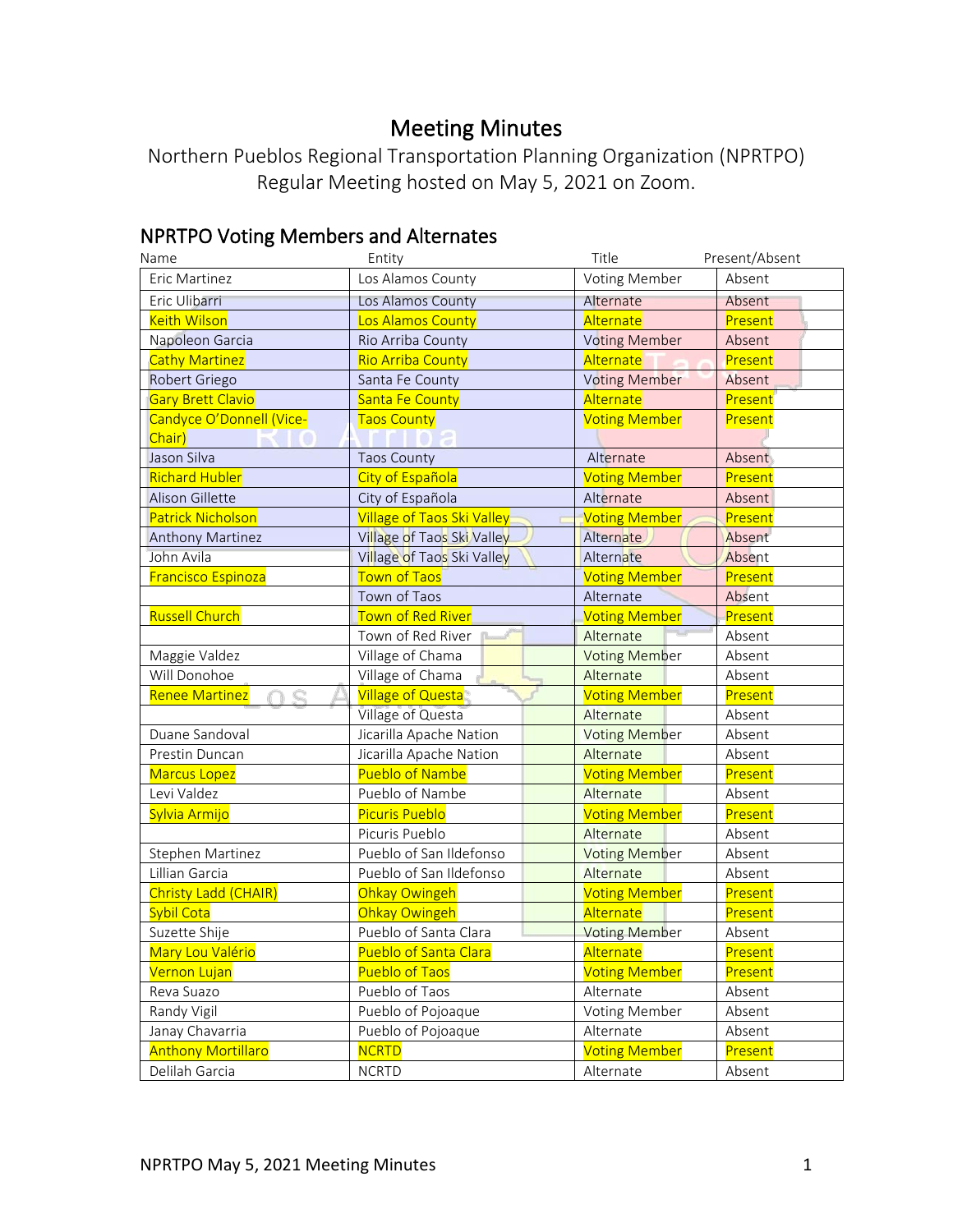# Meeting Minutes

Northern Pueblos Regional Transportation Planning Organization (NPRTPO)
Regular Meeting hosted on May 5, 2021 on Zoom.

## NPRTPO Voting Members and Alternates

| Name | Entity | Title | Present/Absent |
|---|---|---|---|
| Eric Martinez | Los Alamos County | Voting Member | Absent |
| Eric Ulibarri | Los Alamos County | Alternate | Absent |
| Keith Wilson | Los Alamos County | Alternate | Present |
| Napoleon Garcia | Rio Arriba County | Voting Member | Absent |
| Cathy Martinez | Rio Arriba County | Alternate | Present |
| Robert Griego | Santa Fe County | Voting Member | Absent |
| Gary Brett Clavio | Santa Fe County | Alternate | Present |
| Candyce O'Donnell (Vice-Chair) | Taos County | Voting Member | Present |
| Jason Silva | Taos County | Alternate | Absent |
| Richard Hubler | City of Española | Voting Member | Present |
| Alison Gillette | City of Española | Alternate | Absent |
| Patrick Nicholson | Village of Taos Ski Valley | Voting Member | Present |
| Anthony Martinez | Village of Taos Ski Valley | Alternate | Absent |
| John Avila | Village of Taos Ski Valley | Alternate | Absent |
| Francisco Espinoza | Town of Taos | Voting Member | Present |
| | Town of Taos | Alternate | Absent |
| Russell Church | Town of Red River | Voting Member | Present |
| | Town of Red River | Alternate | Absent |
| Maggie Valdez | Village of Chama | Voting Member | Absent |
| Will Donohoe | Village of Chama | Alternate | Absent |
| Renee Martinez | Village of Questa | Voting Member | Present |
| | Village of Questa | Alternate | Absent |
| Duane Sandoval | Jicarilla Apache Nation | Voting Member | Absent |
| Prestin Duncan | Jicarilla Apache Nation | Alternate | Absent |
| Marcus Lopez | Pueblo of Nambe | Voting Member | Present |
| Levi Valdez | Pueblo of Nambe | Alternate | Absent |
| Sylvia Armijo | Picuris Pueblo | Voting Member | Present |
| | Picuris Pueblo | Alternate | Absent |
| Stephen Martinez | Pueblo of San Ildefonso | Voting Member | Absent |
| Lillian Garcia | Pueblo of San Ildefonso | Alternate | Absent |
| Christy Ladd (CHAIR) | Ohkay Owingeh | Voting Member | Present |
| Sybil Cota | Ohkay Owingeh | Alternate | Present |
| Suzette Shije | Pueblo of Santa Clara | Voting Member | Absent |
| Mary Lou Valério | Pueblo of Santa Clara | Alternate | Present |
| Vernon Lujan | Pueblo of Taos | Voting Member | Present |
| Reva Suazo | Pueblo of Taos | Alternate | Absent |
| Randy Vigil | Pueblo of Pojoaque | Voting Member | Absent |
| Janay Chavarria | Pueblo of Pojoaque | Alternate | Absent |
| Anthony Mortillaro | NCRTD | Voting Member | Present |
| Delilah Garcia | NCRTD | Alternate | Absent |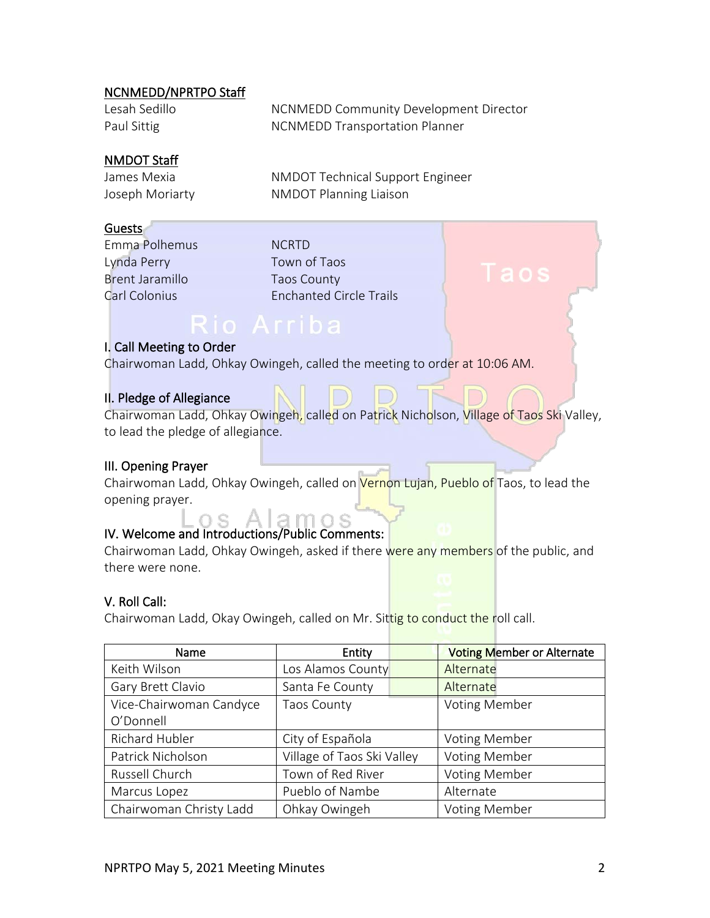## NCNMEDD/NPRTPO Staff

| | |
|---|---|
| Lesah Sedillo | NCNMEDD Community Development Director |
| Paul Sittig | NCNMEDD Transportation Planner |

## NMDOT Staff

| | |
|---|---|
| James Mexia | NMDOT Technical Support Engineer |
| Joseph Moriarty | NMDOT Planning Liaison |

## Guests

| | |
|---|---|
| Emma Polhemus | NCRTD |
| Lynda Perry | Town of Taos |
| Brent Jaramillo | Taos County |
| Carl Colonius | Enchanted Circle Trails |

## I. Call Meeting to Order

Chairwoman Ladd, Ohkay Owingeh, called the meeting to order at 10:06 AM.

## II. Pledge of Allegiance

Chairwoman Ladd, Ohkay Owingeh, called on Patrick Nicholson, Village of Taos Ski Valley, to lead the pledge of allegiance.

## III. Opening Prayer

Chairwoman Ladd, Ohkay Owingeh, called on Vernon Lujan, Pueblo of Taos, to lead the opening prayer.

## IV. Welcome and Introductions/Public Comments:

Chairwoman Ladd, Ohkay Owingeh, asked if there were any members of the public, and there were none.

## V. Roll Call:

Chairwoman Ladd, Okay Owingeh, called on Mr. Sittig to conduct the roll call.

| Name | Entity | Voting Member or Alternate |
|---|---|---|
| Keith Wilson | Los Alamos County | Alternate |
| Gary Brett Clavio | Santa Fe County | Alternate |
| Vice-Chairwoman Candyce O'Donnell | Taos County | Voting Member |
| Richard Hubler | City of Española | Voting Member |
| Patrick Nicholson | Village of Taos Ski Valley | Voting Member |
| Russell Church | Town of Red River | Voting Member |
| Marcus Lopez | Pueblo of Nambe | Alternate |
| Chairwoman Christy Ladd | Ohkay Owingeh | Voting Member |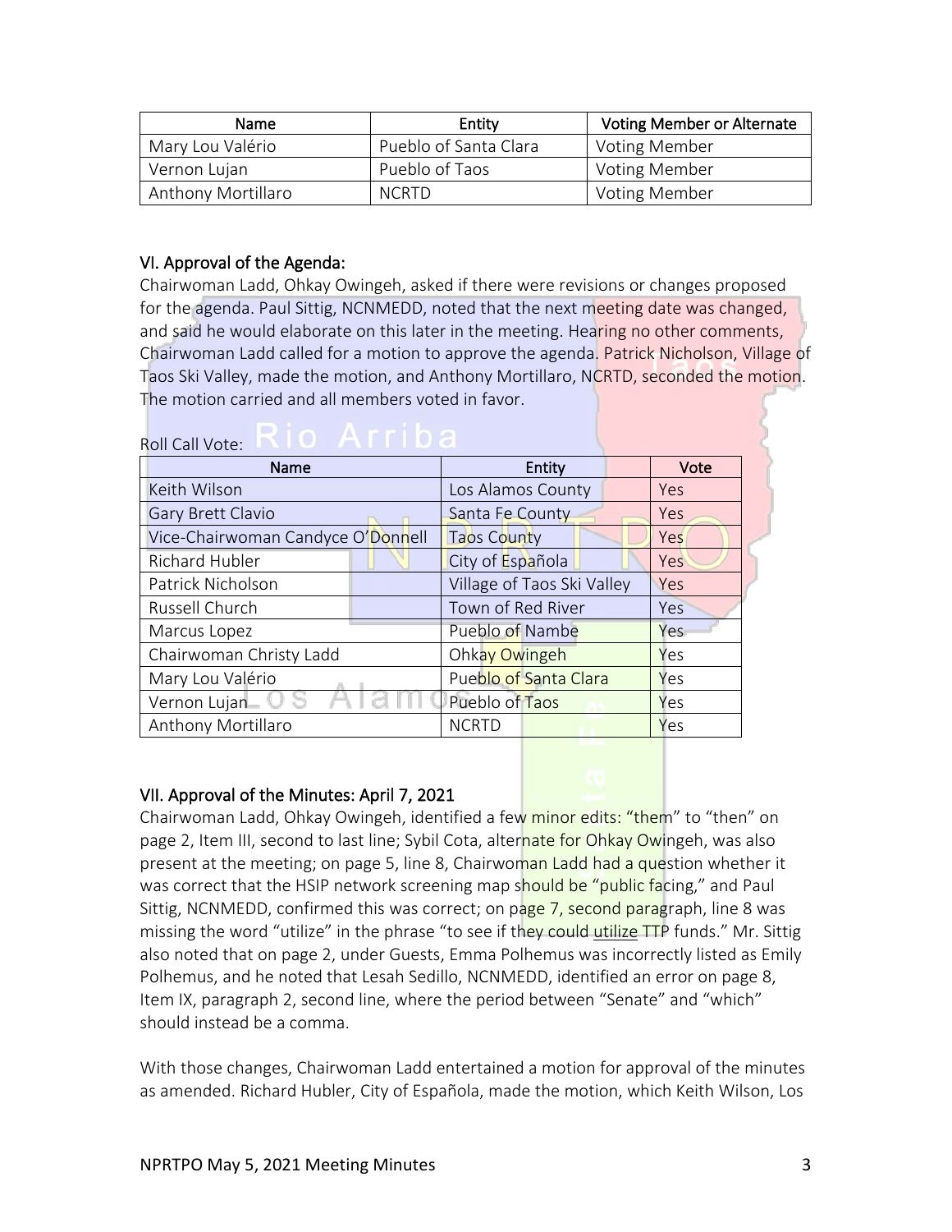| Name | Entity | Voting Member or Alternate |
|---|---|---|
| Mary Lou Valério | Pueblo of Santa Clara | Voting Member |
| Vernon Lujan | Pueblo of Taos | Voting Member |
| Anthony Mortillaro | NCRTD | Voting Member |

## VI. Approval of the Agenda:

Chairwoman Ladd, Ohkay Owingeh, asked if there were revisions or changes proposed for the agenda. Paul Sittig, NCNMEDD, noted that the next meeting date was changed, and said he would elaborate on this later in the meeting. Hearing no other comments, Chairwoman Ladd called for a motion to approve the agenda. Patrick Nicholson, Village of Taos Ski Valley, made the motion, and Anthony Mortillaro, NCRTD, seconded the motion. The motion carried and all members voted in favor.

Roll Call Vote:

| Name | Entity | Vote |
|---|---|---|
| Keith Wilson | Los Alamos County | Yes |
| Gary Brett Clavio | Santa Fe County | Yes |
| Vice-Chairwoman Candyce O'Donnell | Taos County | Yes |
| Richard Hubler | City of Española | Yes |
| Patrick Nicholson | Village of Taos Ski Valley | Yes |
| Russell Church | Town of Red River | Yes |
| Marcus Lopez | Pueblo of Nambe | Yes |
| Chairwoman Christy Ladd | Ohkay Owingeh | Yes |
| Mary Lou Valério | Pueblo of Santa Clara | Yes |
| Vernon Lujan | Pueblo of Taos | Yes |
| Anthony Mortillaro | NCRTD | Yes |

## VII. Approval of the Minutes: April 7, 2021

Chairwoman Ladd, Ohkay Owingeh, identified a few minor edits: "them" to "then" on page 2, Item III, second to last line; Sybil Cota, alternate for Ohkay Owingeh, was also present at the meeting; on page 5, line 8, Chairwoman Ladd had a question whether it was correct that the HSIP network screening map should be "public facing," and Paul Sittig, NCNMEDD, confirmed this was correct; on page 7, second paragraph, line 8 was missing the word "utilize" in the phrase "to see if they could utilize TTP funds." Mr. Sittig also noted that on page 2, under Guests, Emma Polhemus was incorrectly listed as Emily Polhemus, and he noted that Lesah Sedillo, NCNMEDD, identified an error on page 8, Item IX, paragraph 2, second line, where the period between "Senate" and "which" should instead be a comma.

With those changes, Chairwoman Ladd entertained a motion for approval of the minutes as amended. Richard Hubler, City of Española, made the motion, which Keith Wilson, Los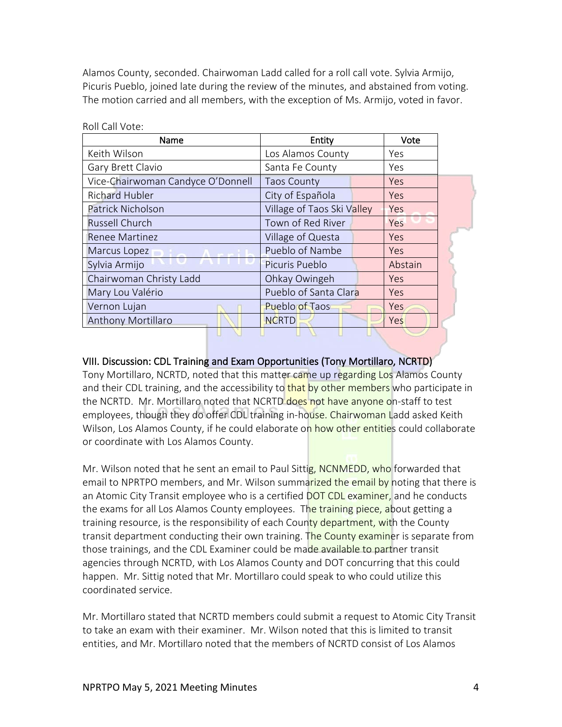Alamos County, seconded. Chairwoman Ladd called for a roll call vote. Sylvia Armijo, Picuris Pueblo, joined late during the review of the minutes, and abstained from voting. The motion carried and all members, with the exception of Ms. Armijo, voted in favor.

Roll Call Vote:

| Name | Entity | Vote |
|---|---|---|
| Keith Wilson | Los Alamos County | Yes |
| Gary Brett Clavio | Santa Fe County | Yes |
| Vice-Chairwoman Candyce O'Donnell | Taos County | Yes |
| Richard Hubler | City of Española | Yes |
| Patrick Nicholson | Village of Taos Ski Valley | Yes |
| Russell Church | Town of Red River | Yes |
| Renee Martinez | Village of Questa | Yes |
| Marcus Lopez | Pueblo of Nambe | Yes |
| Sylvia Armijo | Picuris Pueblo | Abstain |
| Chairwoman Christy Ladd | Ohkay Owingeh | Yes |
| Mary Lou Valério | Pueblo of Santa Clara | Yes |
| Vernon Lujan | Pueblo of Taos | Yes |
| Anthony Mortillaro | NCRTD | Yes |

## VIII. Discussion: CDL Training and Exam Opportunities (Tony Mortillaro, NCRTD)

Tony Mortillaro, NCRTD, noted that this matter came up regarding Los Alamos County and their CDL training, and the accessibility to that by other members who participate in the NCRTD. Mr. Mortillaro noted that NCRTD does not have anyone on-staff to test employees, though they do offer CDL training in-house. Chairwoman Ladd asked Keith Wilson, Los Alamos County, if he could elaborate on how other entities could collaborate or coordinate with Los Alamos County.

Mr. Wilson noted that he sent an email to Paul Sittig, NCNMEDD, who forwarded that email to NPRTPO members, and Mr. Wilson summarized the email by noting that there is an Atomic City Transit employee who is a certified DOT CDL examiner, and he conducts the exams for all Los Alamos County employees. The training piece, about getting a training resource, is the responsibility of each County department, with the County transit department conducting their own training. The County examiner is separate from those trainings, and the CDL Examiner could be made available to partner transit agencies through NCRTD, with Los Alamos County and DOT concurring that this could happen. Mr. Sittig noted that Mr. Mortillaro could speak to who could utilize this coordinated service.

Mr. Mortillaro stated that NCRTD members could submit a request to Atomic City Transit to take an exam with their examiner. Mr. Wilson noted that this is limited to transit entities, and Mr. Mortillaro noted that the members of NCRTD consist of Los Alamos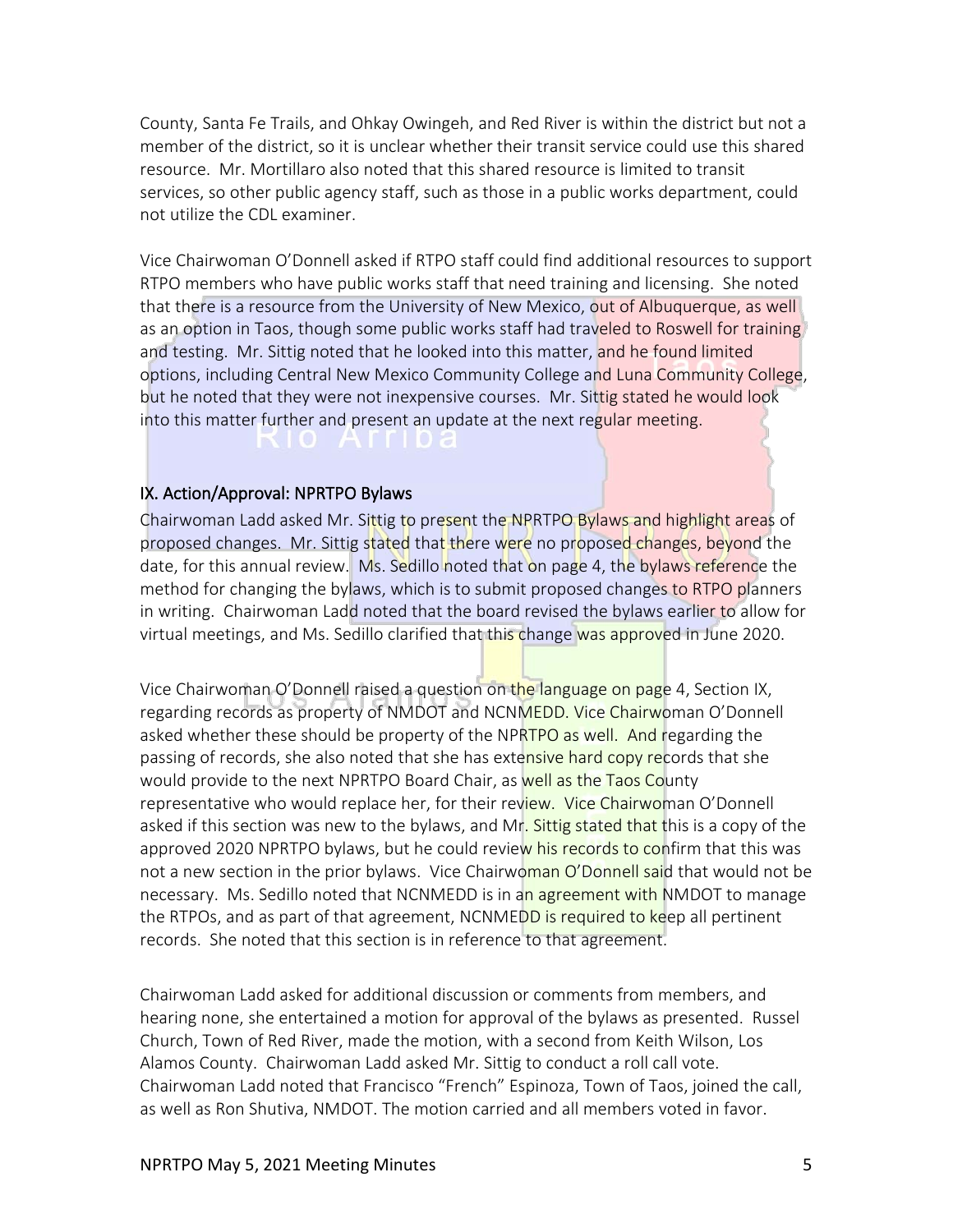County, Santa Fe Trails, and Ohkay Owingeh, and Red River is within the district but not a member of the district, so it is unclear whether their transit service could use this shared resource. Mr. Mortillaro also noted that this shared resource is limited to transit services, so other public agency staff, such as those in a public works department, could not utilize the CDL examiner.

Vice Chairwoman O'Donnell asked if RTPO staff could find additional resources to support RTPO members who have public works staff that need training and licensing. She noted that there is a resource from the University of New Mexico, out of Albuquerque, as well as an option in Taos, though some public works staff had traveled to Roswell for training and testing. Mr. Sittig noted that he looked into this matter, and he found limited options, including Central New Mexico Community College and Luna Community College, but he noted that they were not inexpensive courses. Mr. Sittig stated he would look into this matter further and present an update at the next regular meeting.

## IX. Action/Approval: NPRTPO Bylaws

Chairwoman Ladd asked Mr. Sittig to present the NPRTPO Bylaws and highlight areas of proposed changes. Mr. Sittig stated that there were no proposed changes, beyond the date, for this annual review. Ms. Sedillo noted that on page 4, the bylaws reference the method for changing the bylaws, which is to submit proposed changes to RTPO planners in writing. Chairwoman Ladd noted that the board revised the bylaws earlier to allow for virtual meetings, and Ms. Sedillo clarified that this change was approved in June 2020.

Vice Chairwoman O'Donnell raised a question on the language on page 4, Section IX, regarding records as property of NMDOT and NCNMEDD. Vice Chairwoman O'Donnell asked whether these should be property of the NPRTPO as well. And regarding the passing of records, she also noted that she has extensive hard copy records that she would provide to the next NPRTPO Board Chair, as well as the Taos County representative who would replace her, for their review. Vice Chairwoman O'Donnell asked if this section was new to the bylaws, and Mr. Sittig stated that this is a copy of the approved 2020 NPRTPO bylaws, but he could review his records to confirm that this was not a new section in the prior bylaws. Vice Chairwoman O'Donnell said that would not be necessary. Ms. Sedillo noted that NCNMEDD is in an agreement with NMDOT to manage the RTPOs, and as part of that agreement, NCNMEDD is required to keep all pertinent records. She noted that this section is in reference to that agreement.

Chairwoman Ladd asked for additional discussion or comments from members, and hearing none, she entertained a motion for approval of the bylaws as presented. Russel Church, Town of Red River, made the motion, with a second from Keith Wilson, Los Alamos County. Chairwoman Ladd asked Mr. Sittig to conduct a roll call vote. Chairwoman Ladd noted that Francisco "French" Espinoza, Town of Taos, joined the call, as well as Ron Shutiva, NMDOT. The motion carried and all members voted in favor.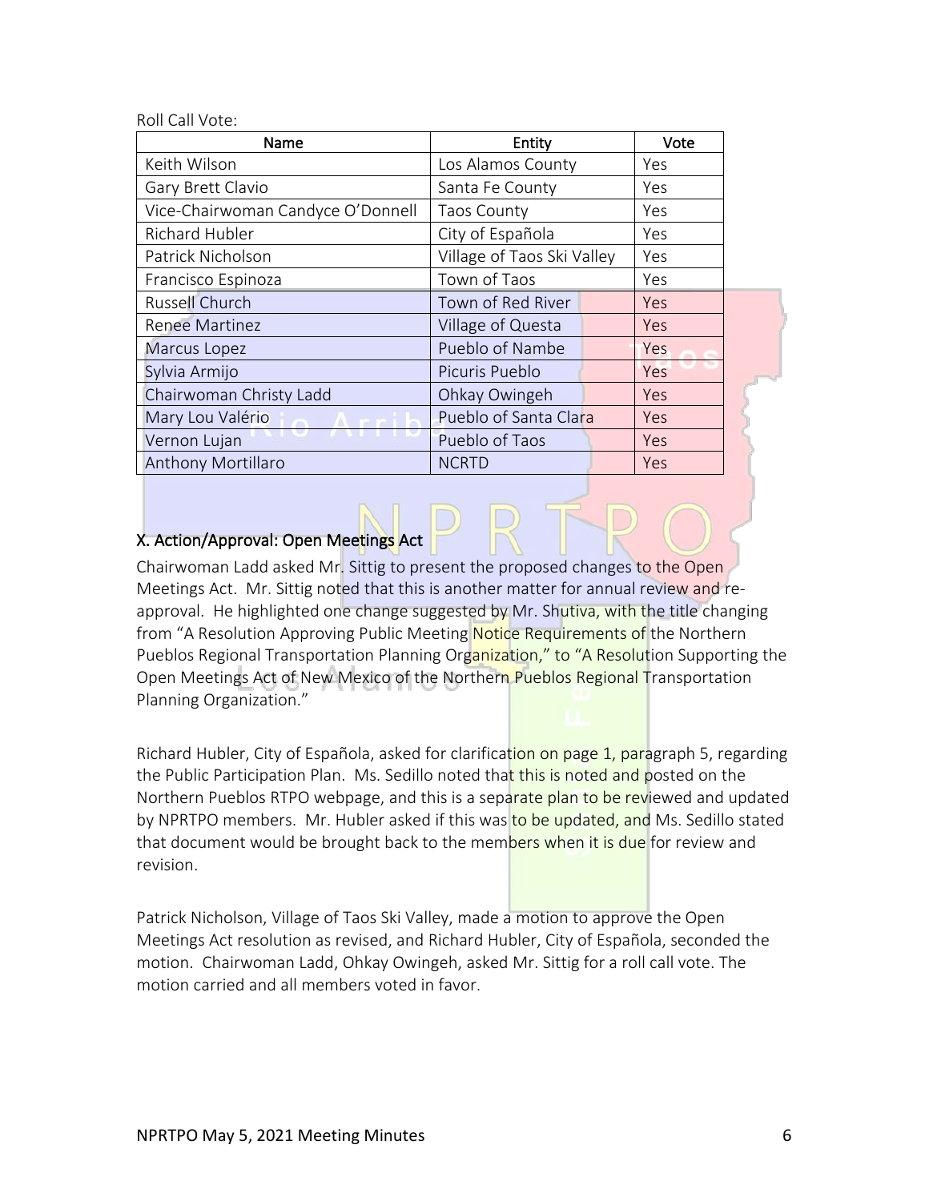Roll Call Vote:

| Name | Entity | Vote |
| --- | --- | --- |
| Keith Wilson | Los Alamos County | Yes |
| Gary Brett Clavio | Santa Fe County | Yes |
| Vice-Chairwoman Candyce O'Donnell | Taos County | Yes |
| Richard Hubler | City of Española | Yes |
| Patrick Nicholson | Village of Taos Ski Valley | Yes |
| Francisco Espinoza | Town of Taos | Yes |
| Russell Church | Town of Red River | Yes |
| Renee Martinez | Village of Questa | Yes |
| Marcus Lopez | Pueblo of Nambe | Yes |
| Sylvia Armijo | Picuris Pueblo | Yes |
| Chairwoman Christy Ladd | Ohkay Owingeh | Yes |
| Mary Lou Valério | Pueblo of Santa Clara | Yes |
| Vernon Lujan | Pueblo of Taos | Yes |
| Anthony Mortillaro | NCRTD | Yes |

## X. Action/Approval: Open Meetings Act

Chairwoman Ladd asked Mr. Sittig to present the proposed changes to the Open Meetings Act. Mr. Sittig noted that this is another matter for annual review and re-approval. He highlighted one change suggested by Mr. Shutiva, with the title changing from "A Resolution Approving Public Meeting Notice Requirements of the Northern Pueblos Regional Transportation Planning Organization," to "A Resolution Supporting the Open Meetings Act of New Mexico of the Northern Pueblos Regional Transportation Planning Organization."

Richard Hubler, City of Española, asked for clarification on page 1, paragraph 5, regarding the Public Participation Plan. Ms. Sedillo noted that this is noted and posted on the Northern Pueblos RTPO webpage, and this is a separate plan to be reviewed and updated by NPRTPO members. Mr. Hubler asked if this was to be updated, and Ms. Sedillo stated that document would be brought back to the members when it is due for review and revision.

Patrick Nicholson, Village of Taos Ski Valley, made a motion to approve the Open Meetings Act resolution as revised, and Richard Hubler, City of Española, seconded the motion. Chairwoman Ladd, Ohkay Owingeh, asked Mr. Sittig for a roll call vote. The motion carried and all members voted in favor.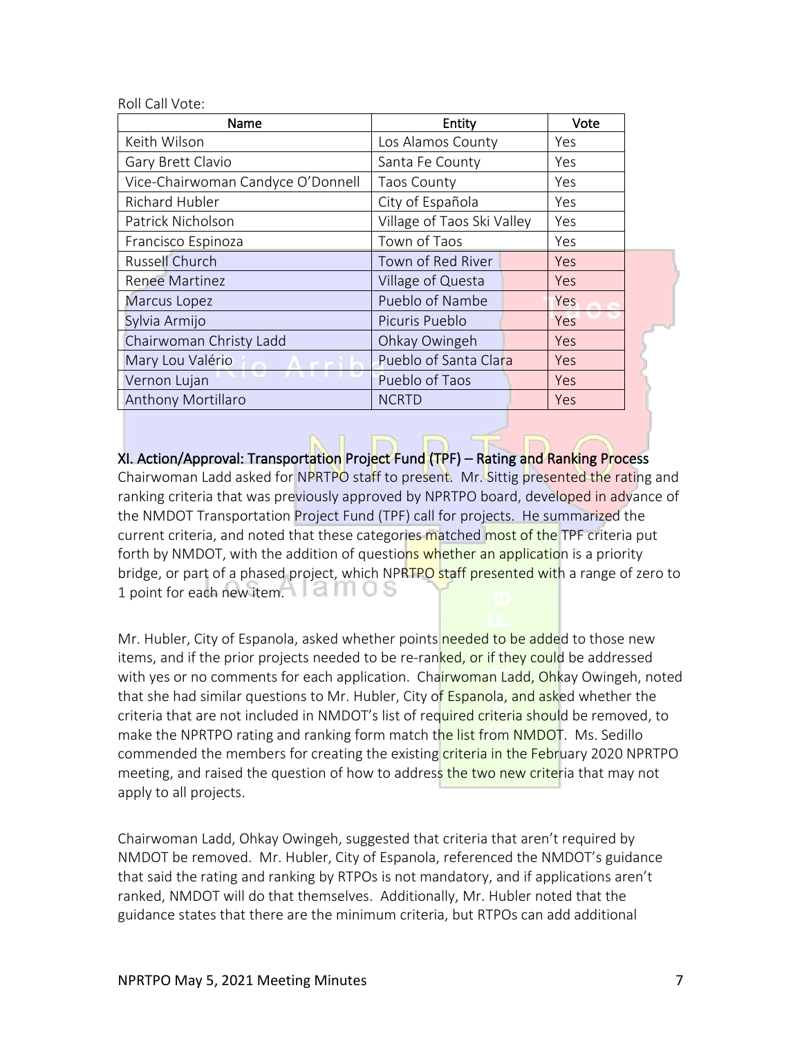Roll Call Vote:

| Name | Entity | Vote |
|---|---|---|
| Keith Wilson | Los Alamos County | Yes |
| Gary Brett Clavio | Santa Fe County | Yes |
| Vice-Chairwoman Candyce O'Donnell | Taos County | Yes |
| Richard Hubler | City of Española | Yes |
| Patrick Nicholson | Village of Taos Ski Valley | Yes |
| Francisco Espinoza | Town of Taos | Yes |
| Russell Church | Town of Red River | Yes |
| Renee Martinez | Village of Questa | Yes |
| Marcus Lopez | Pueblo of Nambe | Yes |
| Sylvia Armijo | Picuris Pueblo | Yes |
| Chairwoman Christy Ladd | Ohkay Owingeh | Yes |
| Mary Lou Valério | Pueblo of Santa Clara | Yes |
| Vernon Lujan | Pueblo of Taos | Yes |
| Anthony Mortillaro | NCRTD | Yes |

## XI. Action/Approval: Transportation Project Fund (TPF) – Rating and Ranking Process

Chairwoman Ladd asked for NPRTPO staff to present. Mr. Sittig presented the rating and ranking criteria that was previously approved by NPRTPO board, developed in advance of the NMDOT Transportation Project Fund (TPF) call for projects. He summarized the current criteria, and noted that these categories matched most of the TPF criteria put forth by NMDOT, with the addition of questions whether an application is a priority bridge, or part of a phased project, which NPRTPO staff presented with a range of zero to 1 point for each new item.

Mr. Hubler, City of Espanola, asked whether points needed to be added to those new items, and if the prior projects needed to be re-ranked, or if they could be addressed with yes or no comments for each application. Chairwoman Ladd, Ohkay Owingeh, noted that she had similar questions to Mr. Hubler, City of Espanola, and asked whether the criteria that are not included in NMDOT's list of required criteria should be removed, to make the NPRTPO rating and ranking form match the list from NMDOT. Ms. Sedillo commended the members for creating the existing criteria in the February 2020 NPRTPO meeting, and raised the question of how to address the two new criteria that may not apply to all projects.

Chairwoman Ladd, Ohkay Owingeh, suggested that criteria that aren't required by NMDOT be removed. Mr. Hubler, City of Espanola, referenced the NMDOT's guidance that said the rating and ranking by RTPOs is not mandatory, and if applications aren't ranked, NMDOT will do that themselves. Additionally, Mr. Hubler noted that the guidance states that there are the minimum criteria, but RTPOs can add additional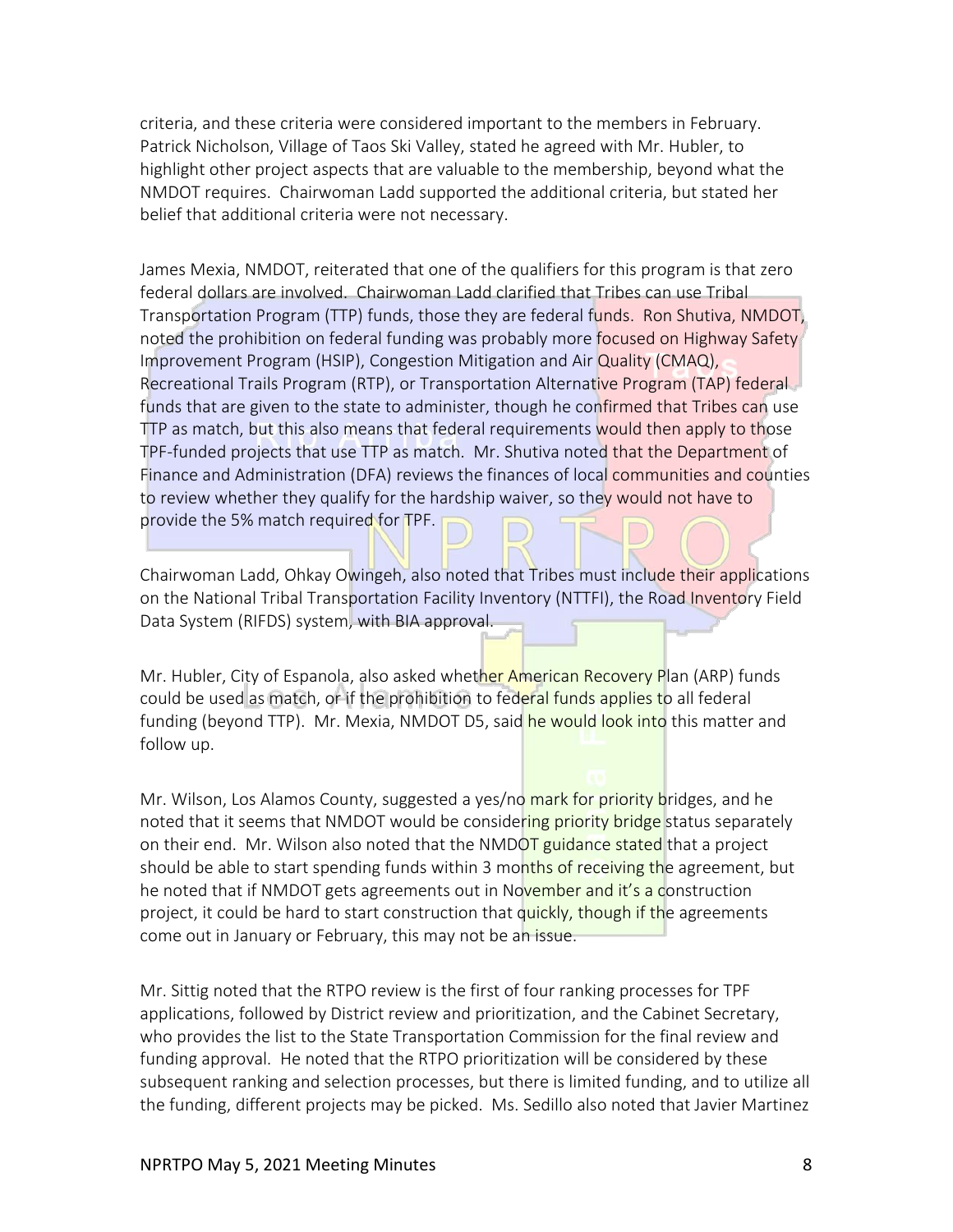criteria, and these criteria were considered important to the members in February. Patrick Nicholson, Village of Taos Ski Valley, stated he agreed with Mr. Hubler, to highlight other project aspects that are valuable to the membership, beyond what the NMDOT requires. Chairwoman Ladd supported the additional criteria, but stated her belief that additional criteria were not necessary.

James Mexia, NMDOT, reiterated that one of the qualifiers for this program is that zero federal dollars are involved. Chairwoman Ladd clarified that Tribes can use Tribal Transportation Program (TTP) funds, those they are federal funds. Ron Shutiva, NMDOT, noted the prohibition on federal funding was probably more focused on Highway Safety Improvement Program (HSIP), Congestion Mitigation and Air Quality (CMAQ), Recreational Trails Program (RTP), or Transportation Alternative Program (TAP) federal funds that are given to the state to administer, though he confirmed that Tribes can use TTP as match, but this also means that federal requirements would then apply to those TPF-funded projects that use TTP as match. Mr. Shutiva noted that the Department of Finance and Administration (DFA) reviews the finances of local communities and counties to review whether they qualify for the hardship waiver, so they would not have to provide the 5% match required for TPF.

Chairwoman Ladd, Ohkay Owingeh, also noted that Tribes must include their applications on the National Tribal Transportation Facility Inventory (NTTFI), the Road Inventory Field Data System (RIFDS) system, with BIA approval.

Mr. Hubler, City of Espanola, also asked whether American Recovery Plan (ARP) funds could be used as match, or if the prohibition to federal funds applies to all federal funding (beyond TTP). Mr. Mexia, NMDOT D5, said he would look into this matter and follow up.

Mr. Wilson, Los Alamos County, suggested a yes/no mark for priority bridges, and he noted that it seems that NMDOT would be considering priority bridge status separately on their end. Mr. Wilson also noted that the NMDOT guidance stated that a project should be able to start spending funds within 3 months of receiving the agreement, but he noted that if NMDOT gets agreements out in November and it's a construction project, it could be hard to start construction that quickly, though if the agreements come out in January or February, this may not be an issue.

Mr. Sittig noted that the RTPO review is the first of four ranking processes for TPF applications, followed by District review and prioritization, and the Cabinet Secretary, who provides the list to the State Transportation Commission for the final review and funding approval. He noted that the RTPO prioritization will be considered by these subsequent ranking and selection processes, but there is limited funding, and to utilize all the funding, different projects may be picked. Ms. Sedillo also noted that Javier Martinez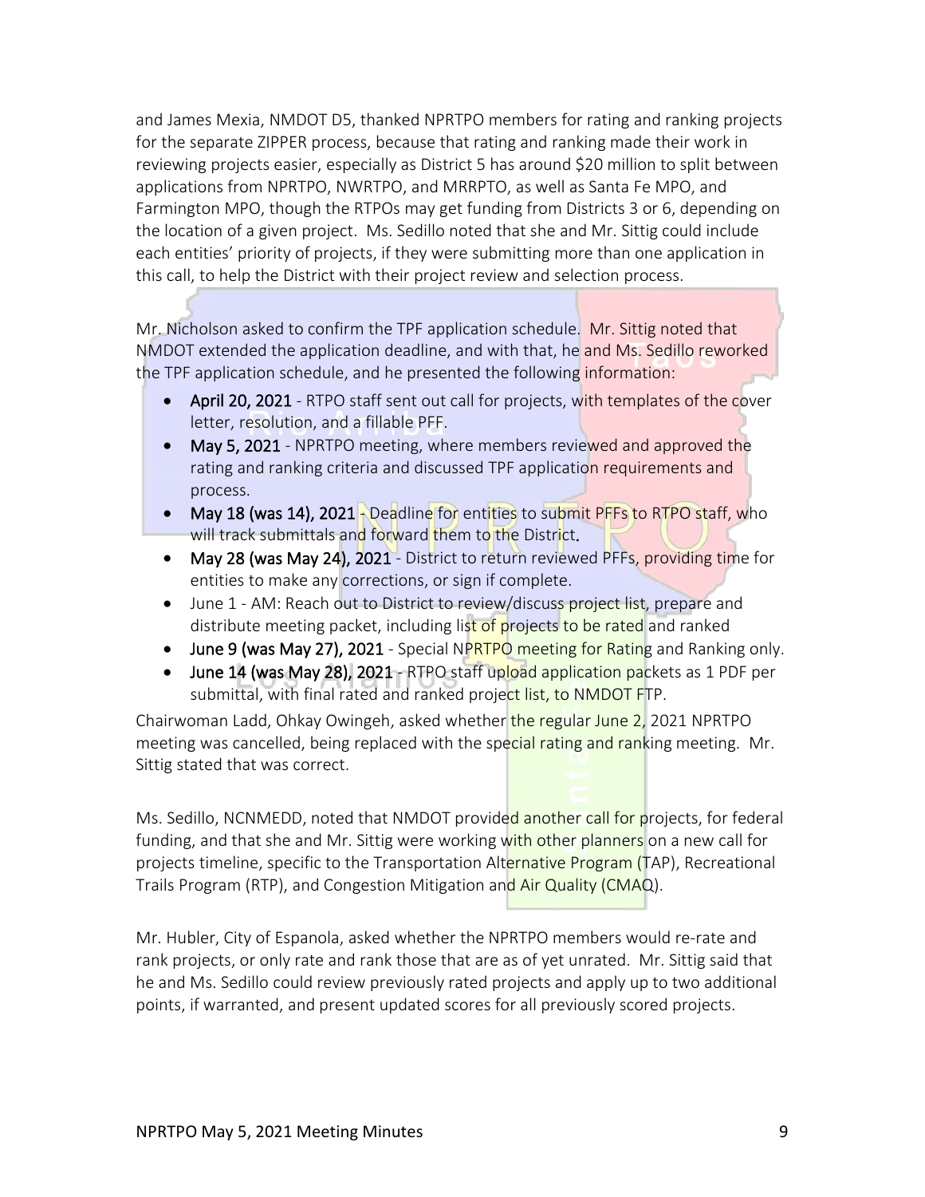and James Mexia, NMDOT D5, thanked NPRTPO members for rating and ranking projects for the separate ZIPPER process, because that rating and ranking made their work in reviewing projects easier, especially as District 5 has around $20 million to split between applications from NPRTPO, NWRTPO, and MRRPTO, as well as Santa Fe MPO, and Farmington MPO, though the RTPOs may get funding from Districts 3 or 6, depending on the location of a given project. Ms. Sedillo noted that she and Mr. Sittig could include each entities' priority of projects, if they were submitting more than one application in this call, to help the District with their project review and selection process.

Mr. Nicholson asked to confirm the TPF application schedule. Mr. Sittig noted that NMDOT extended the application deadline, and with that, he and Ms. Sedillo reworked the TPF application schedule, and he presented the following information:

- **April 20, 2021** - RTPO staff sent out call for projects, with templates of the cover letter, resolution, and a fillable PFF.
- **May 5, 2021** - NPRTPO meeting, where members reviewed and approved the rating and ranking criteria and discussed TPF application requirements and process.
- **May 18 (was 14), 2021** - Deadline for entities to submit PFFs to RTPO staff, who will track submittals and forward them to the District.
- **May 28 (was May 24), 2021** - District to return reviewed PFFs, providing time for entities to make any corrections, or sign if complete.
- June 1 - AM: Reach out to District to review/discuss project list, prepare and distribute meeting packet, including list of projects to be rated and ranked
- **June 9 (was May 27), 2021** - Special NPRTPO meeting for Rating and Ranking only.
- **June 14 (was May 28), 2021** - RTPO staff upload application packets as 1 PDF per submittal, with final rated and ranked project list, to NMDOT FTP.

Chairwoman Ladd, Ohkay Owingeh, asked whether the regular June 2, 2021 NPRTPO meeting was cancelled, being replaced with the special rating and ranking meeting. Mr. Sittig stated that was correct.

Ms. Sedillo, NCNMEDD, noted that NMDOT provided another call for projects, for federal funding, and that she and Mr. Sittig were working with other planners on a new call for projects timeline, specific to the Transportation Alternative Program (TAP), Recreational Trails Program (RTP), and Congestion Mitigation and Air Quality (CMAQ).

Mr. Hubler, City of Espanola, asked whether the NPRTPO members would re-rate and rank projects, or only rate and rank those that are as of yet unrated. Mr. Sittig said that he and Ms. Sedillo could review previously rated projects and apply up to two additional points, if warranted, and present updated scores for all previously scored projects.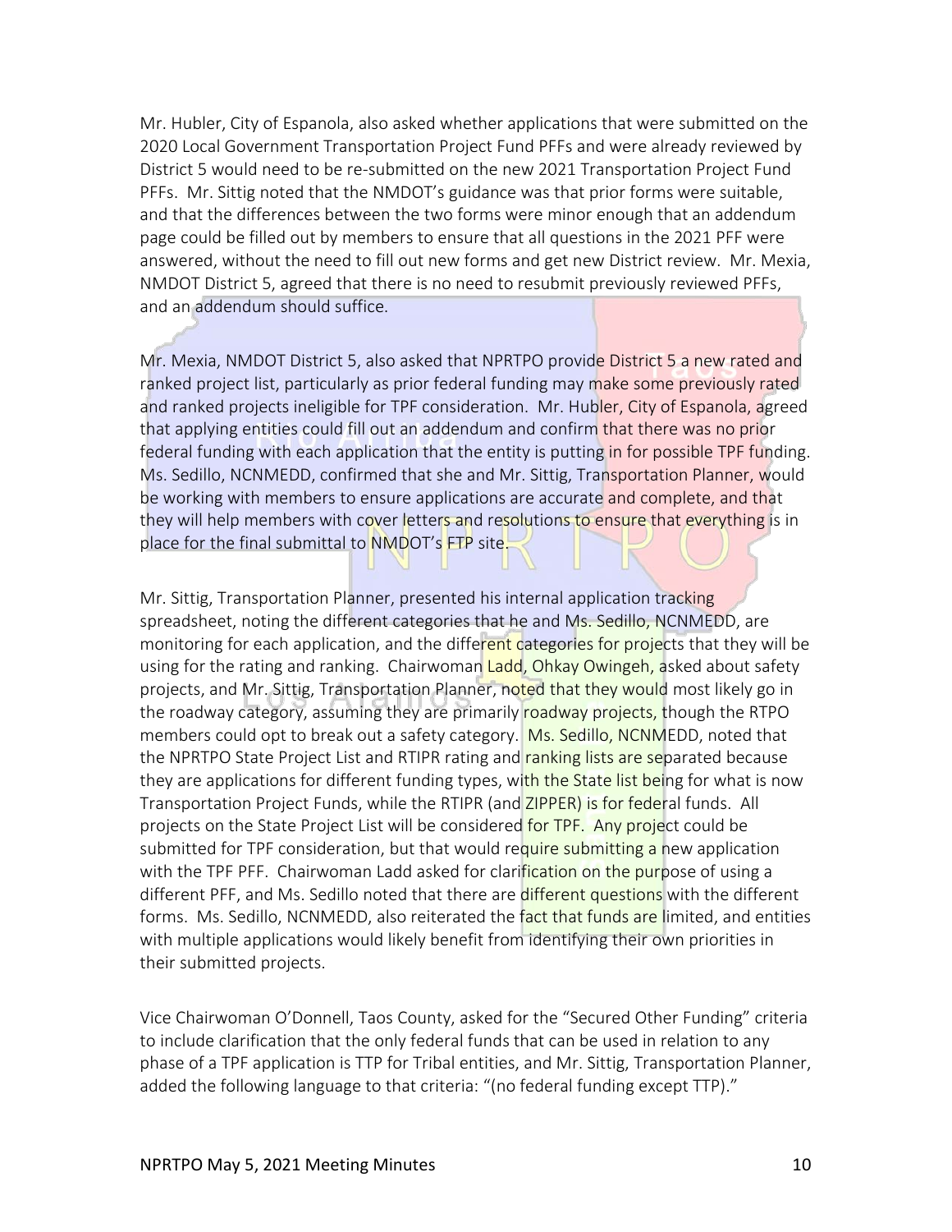Mr. Hubler, City of Espanola, also asked whether applications that were submitted on the 2020 Local Government Transportation Project Fund PFFs and were already reviewed by District 5 would need to be re-submitted on the new 2021 Transportation Project Fund PFFs. Mr. Sittig noted that the NMDOT's guidance was that prior forms were suitable, and that the differences between the two forms were minor enough that an addendum page could be filled out by members to ensure that all questions in the 2021 PFF were answered, without the need to fill out new forms and get new District review. Mr. Mexia, NMDOT District 5, agreed that there is no need to resubmit previously reviewed PFFs, and an addendum should suffice.

Mr. Mexia, NMDOT District 5, also asked that NPRTPO provide District 5 a new rated and ranked project list, particularly as prior federal funding may make some previously rated and ranked projects ineligible for TPF consideration. Mr. Hubler, City of Espanola, agreed that applying entities could fill out an addendum and confirm that there was no prior federal funding with each application that the entity is putting in for possible TPF funding. Ms. Sedillo, NCNMEDD, confirmed that she and Mr. Sittig, Transportation Planner, would be working with members to ensure applications are accurate and complete, and that they will help members with cover letters and resolutions to ensure that everything is in place for the final submittal to NMDOT's FTP site.

Mr. Sittig, Transportation Planner, presented his internal application tracking spreadsheet, noting the different categories that he and Ms. Sedillo, NCNMEDD, are monitoring for each application, and the different categories for projects that they will be using for the rating and ranking. Chairwoman Ladd, Ohkay Owingeh, asked about safety projects, and Mr. Sittig, Transportation Planner, noted that they would most likely go in the roadway category, assuming they are primarily roadway projects, though the RTPO members could opt to break out a safety category. Ms. Sedillo, NCNMEDD, noted that the NPRTPO State Project List and RTIPR rating and ranking lists are separated because they are applications for different funding types, with the State list being for what is now Transportation Project Funds, while the RTIPR (and ZIPPER) is for federal funds. All projects on the State Project List will be considered for TPF. Any project could be submitted for TPF consideration, but that would require submitting a new application with the TPF PFF. Chairwoman Ladd asked for clarification on the purpose of using a different PFF, and Ms. Sedillo noted that there are different questions with the different forms. Ms. Sedillo, NCNMEDD, also reiterated the fact that funds are limited, and entities with multiple applications would likely benefit from identifying their own priorities in their submitted projects.

Vice Chairwoman O'Donnell, Taos County, asked for the "Secured Other Funding" criteria to include clarification that the only federal funds that can be used in relation to any phase of a TPF application is TTP for Tribal entities, and Mr. Sittig, Transportation Planner, added the following language to that criteria: "(no federal funding except TTP)."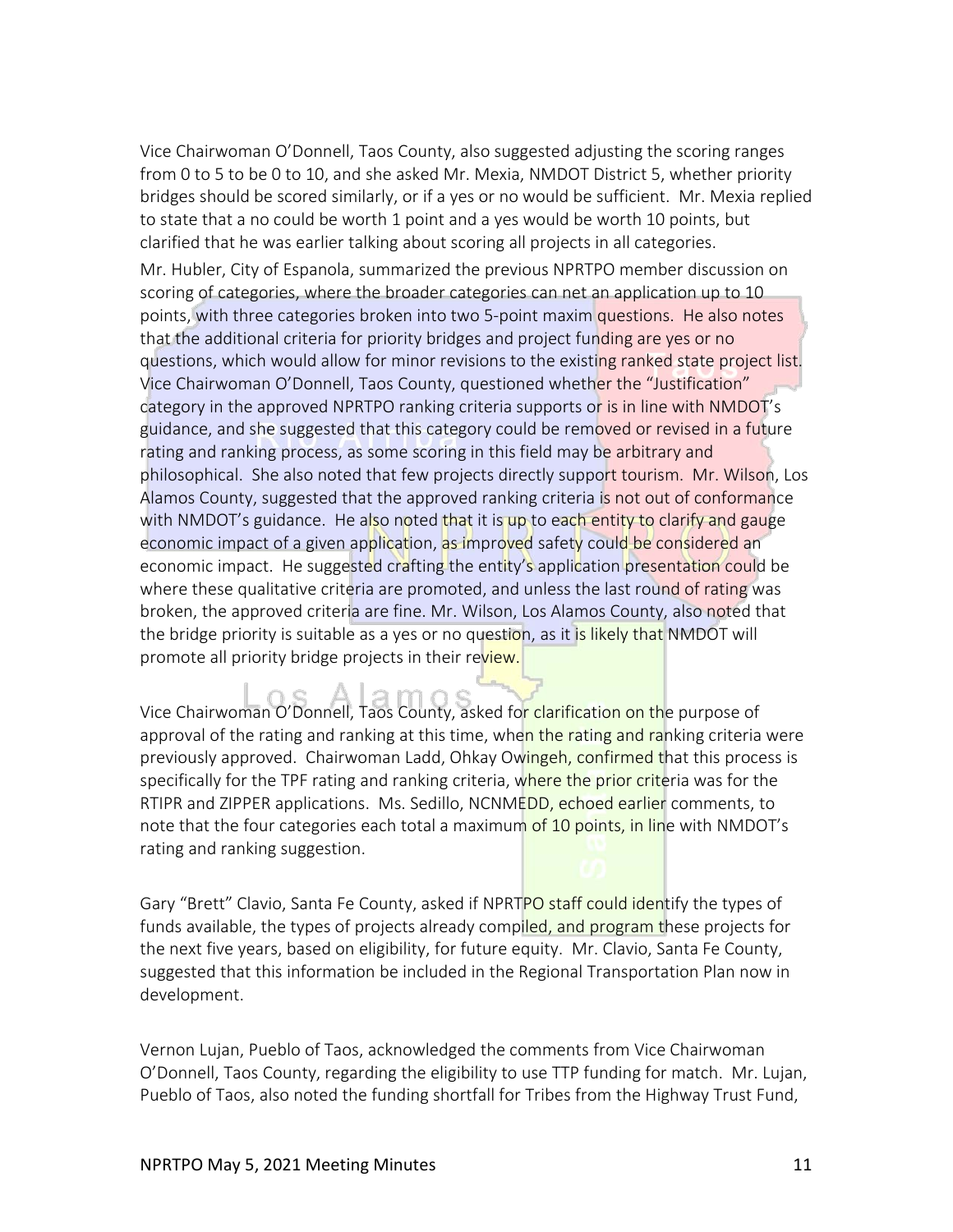Vice Chairwoman O'Donnell, Taos County, also suggested adjusting the scoring ranges from 0 to 5 to be 0 to 10, and she asked Mr. Mexia, NMDOT District 5, whether priority bridges should be scored similarly, or if a yes or no would be sufficient. Mr. Mexia replied to state that a no could be worth 1 point and a yes would be worth 10 points, but clarified that he was earlier talking about scoring all projects in all categories.

Mr. Hubler, City of Espanola, summarized the previous NPRTPO member discussion on scoring of categories, where the broader categories can net an application up to 10 points, with three categories broken into two 5-point maxim questions. He also notes that the additional criteria for priority bridges and project funding are yes or no questions, which would allow for minor revisions to the existing ranked state project list. Vice Chairwoman O'Donnell, Taos County, questioned whether the "Justification" category in the approved NPRTPO ranking criteria supports or is in line with NMDOT's guidance, and she suggested that this category could be removed or revised in a future rating and ranking process, as some scoring in this field may be arbitrary and philosophical. She also noted that few projects directly support tourism. Mr. Wilson, Los Alamos County, suggested that the approved ranking criteria is not out of conformance with NMDOT's guidance. He also noted that it is up to each entity to clarify and gauge economic impact of a given application, as improved safety could be considered an economic impact. He suggested crafting the entity's application presentation could be where these qualitative criteria are promoted, and unless the last round of rating was broken, the approved criteria are fine. Mr. Wilson, Los Alamos County, also noted that the bridge priority is suitable as a yes or no question, as it is likely that NMDOT will promote all priority bridge projects in their review.

Vice Chairwoman O'Donnell, Taos County, asked for clarification on the purpose of approval of the rating and ranking at this time, when the rating and ranking criteria were previously approved. Chairwoman Ladd, Ohkay Owingeh, confirmed that this process is specifically for the TPF rating and ranking criteria, where the prior criteria was for the RTIPR and ZIPPER applications. Ms. Sedillo, NCNMEDD, echoed earlier comments, to note that the four categories each total a maximum of 10 points, in line with NMDOT's rating and ranking suggestion.

Gary "Brett" Clavio, Santa Fe County, asked if NPRTPO staff could identify the types of funds available, the types of projects already compiled, and program these projects for the next five years, based on eligibility, for future equity. Mr. Clavio, Santa Fe County, suggested that this information be included in the Regional Transportation Plan now in development.

Vernon Lujan, Pueblo of Taos, acknowledged the comments from Vice Chairwoman O'Donnell, Taos County, regarding the eligibility to use TTP funding for match. Mr. Lujan, Pueblo of Taos, also noted the funding shortfall for Tribes from the Highway Trust Fund,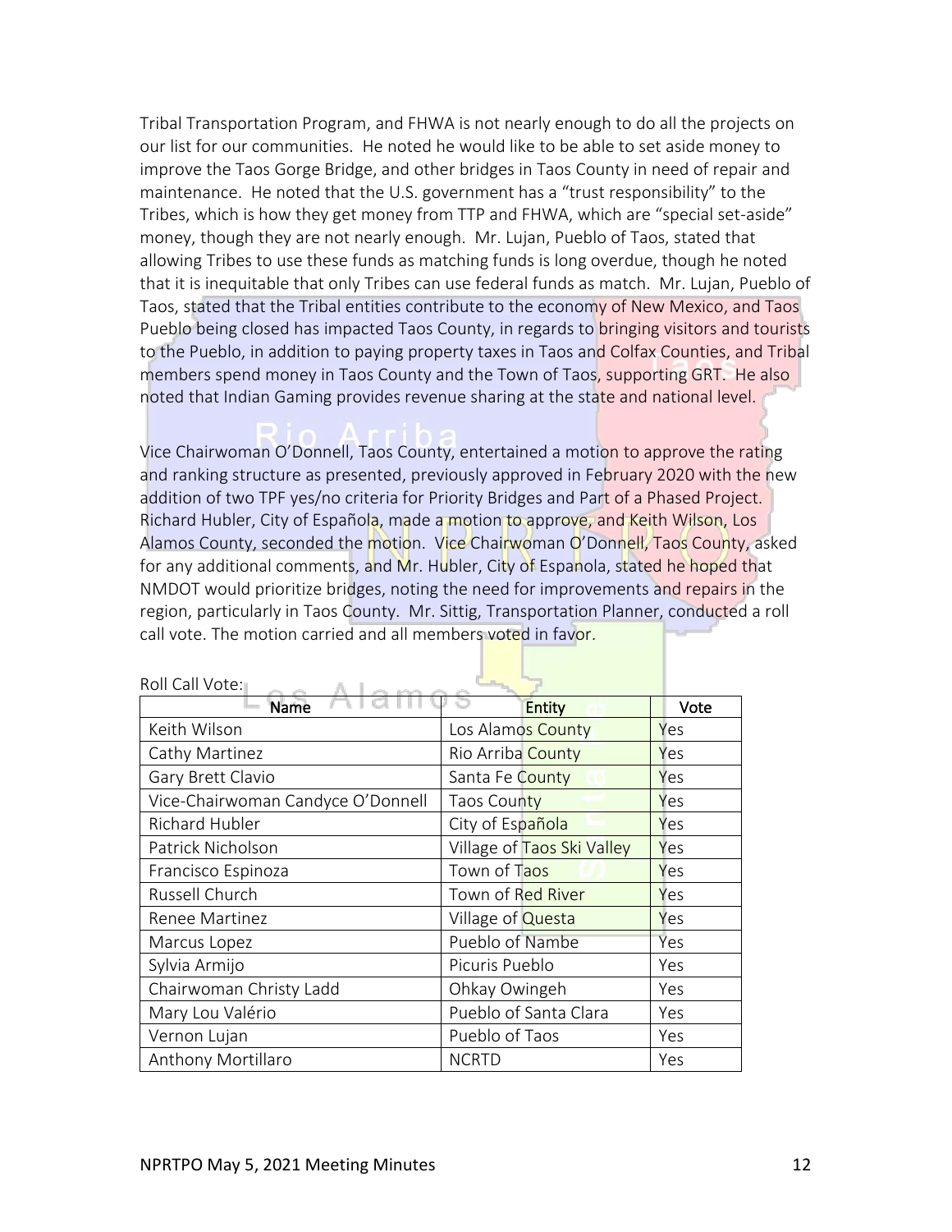Tribal Transportation Program, and FHWA is not nearly enough to do all the projects on our list for our communities. He noted he would like to be able to set aside money to improve the Taos Gorge Bridge, and other bridges in Taos County in need of repair and maintenance. He noted that the U.S. government has a "trust responsibility" to the Tribes, which is how they get money from TTP and FHWA, which are "special set-aside" money, though they are not nearly enough. Mr. Lujan, Pueblo of Taos, stated that allowing Tribes to use these funds as matching funds is long overdue, though he noted that it is inequitable that only Tribes can use federal funds as match. Mr. Lujan, Pueblo of Taos, stated that the Tribal entities contribute to the economy of New Mexico, and Taos Pueblo being closed has impacted Taos County, in regards to bringing visitors and tourists to the Pueblo, in addition to paying property taxes in Taos and Colfax Counties, and Tribal members spend money in Taos County and the Town of Taos, supporting GRT. He also noted that Indian Gaming provides revenue sharing at the state and national level.

Vice Chairwoman O'Donnell, Taos County, entertained a motion to approve the rating and ranking structure as presented, previously approved in February 2020 with the new addition of two TPF yes/no criteria for Priority Bridges and Part of a Phased Project. Richard Hubler, City of Española, made a motion to approve, and Keith Wilson, Los Alamos County, seconded the motion. Vice Chairwoman O'Donnell, Taos County, asked for any additional comments, and Mr. Hubler, City of Espanola, stated he hoped that NMDOT would prioritize bridges, noting the need for improvements and repairs in the region, particularly in Taos County. Mr. Sittig, Transportation Planner, conducted a roll call vote. The motion carried and all members voted in favor.

Roll Call Vote:

| Name | Entity | Vote |
|---|---|---|
| Keith Wilson | Los Alamos County | Yes |
| Cathy Martinez | Rio Arriba County | Yes |
| Gary Brett Clavio | Santa Fe County | Yes |
| Vice-Chairwoman Candyce O'Donnell | Taos County | Yes |
| Richard Hubler | City of Española | Yes |
| Patrick Nicholson | Village of Taos Ski Valley | Yes |
| Francisco Espinoza | Town of Taos | Yes |
| Russell Church | Town of Red River | Yes |
| Renee Martinez | Village of Questa | Yes |
| Marcus Lopez | Pueblo of Nambe | Yes |
| Sylvia Armijo | Picuris Pueblo | Yes |
| Chairwoman Christy Ladd | Ohkay Owingeh | Yes |
| Mary Lou Valério | Pueblo of Santa Clara | Yes |
| Vernon Lujan | Pueblo of Taos | Yes |
| Anthony Mortillaro | NCRTD | Yes |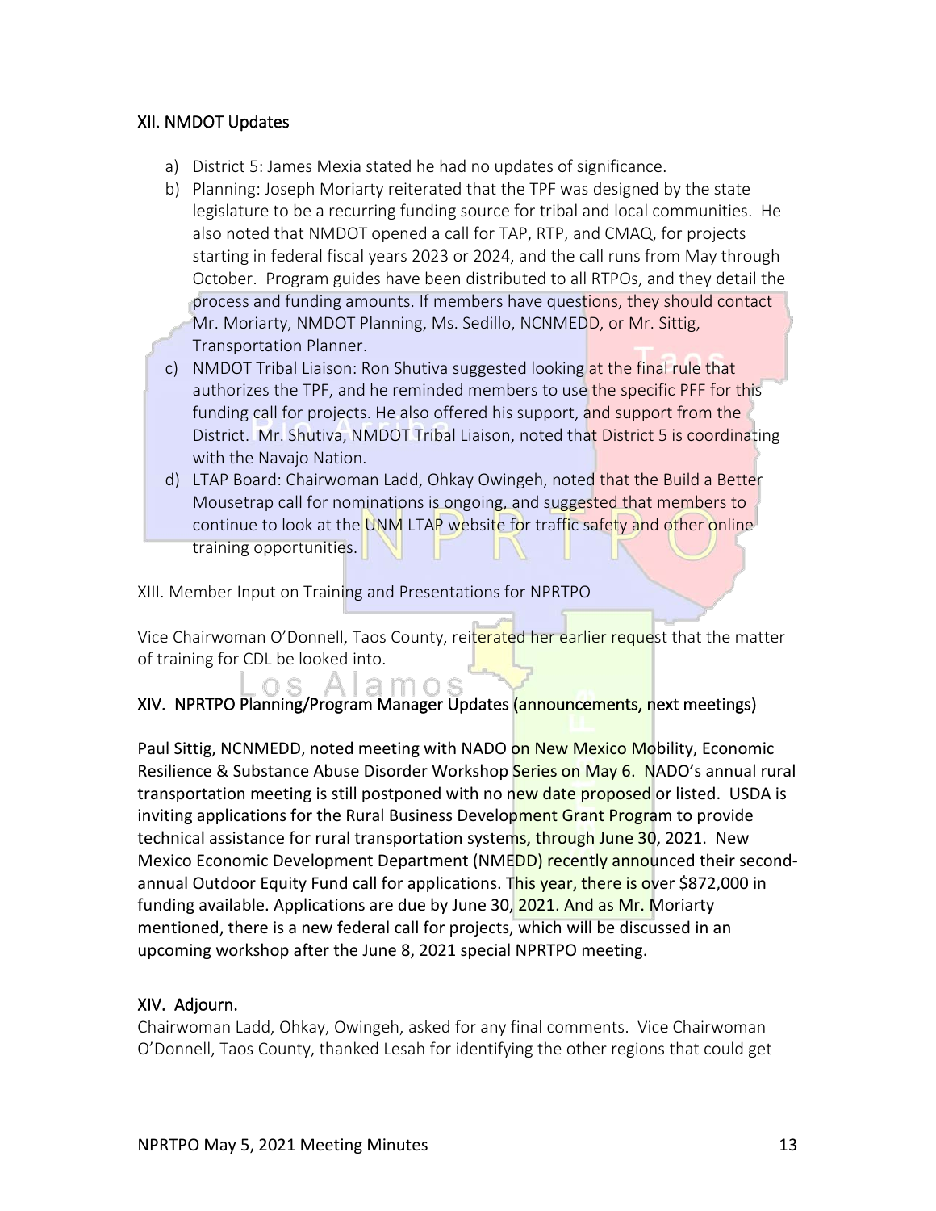## XII. NMDOT Updates

a) District 5: James Mexia stated he had no updates of significance.
b) Planning: Joseph Moriarty reiterated that the TPF was designed by the state legislature to be a recurring funding source for tribal and local communities. He also noted that NMDOT opened a call for TAP, RTP, and CMAQ, for projects starting in federal fiscal years 2023 or 2024, and the call runs from May through October. Program guides have been distributed to all RTPOs, and they detail the process and funding amounts. If members have questions, they should contact Mr. Moriarty, NMDOT Planning, Ms. Sedillo, NCNMEDD, or Mr. Sittig, Transportation Planner.
c) NMDOT Tribal Liaison: Ron Shutiva suggested looking at the final rule that authorizes the TPF, and he reminded members to use the specific PFF for this funding call for projects. He also offered his support, and support from the District. Mr. Shutiva, NMDOT Tribal Liaison, noted that District 5 is coordinating with the Navajo Nation.
d) LTAP Board: Chairwoman Ladd, Ohkay Owingeh, noted that the Build a Better Mousetrap call for nominations is ongoing, and suggested that members to continue to look at the UNM LTAP website for traffic safety and other online training opportunities.

XIII. Member Input on Training and Presentations for NPRTPO

Vice Chairwoman O'Donnell, Taos County, reiterated her earlier request that the matter of training for CDL be looked into.

## XIV. NPRTPO Planning/Program Manager Updates (announcements, next meetings)

Paul Sittig, NCNMEDD, noted meeting with NADO on New Mexico Mobility, Economic Resilience & Substance Abuse Disorder Workshop Series on May 6. NADO's annual rural transportation meeting is still postponed with no new date proposed or listed. USDA is inviting applications for the Rural Business Development Grant Program to provide technical assistance for rural transportation systems, through June 30, 2021. New Mexico Economic Development Department (NMEDD) recently announced their second-annual Outdoor Equity Fund call for applications. This year, there is over $872,000 in funding available. Applications are due by June 30, 2021. And as Mr. Moriarty mentioned, there is a new federal call for projects, which will be discussed in an upcoming workshop after the June 8, 2021 special NPRTPO meeting.

## XIV. Adjourn.

Chairwoman Ladd, Ohkay, Owingeh, asked for any final comments. Vice Chairwoman O'Donnell, Taos County, thanked Lesah for identifying the other regions that could get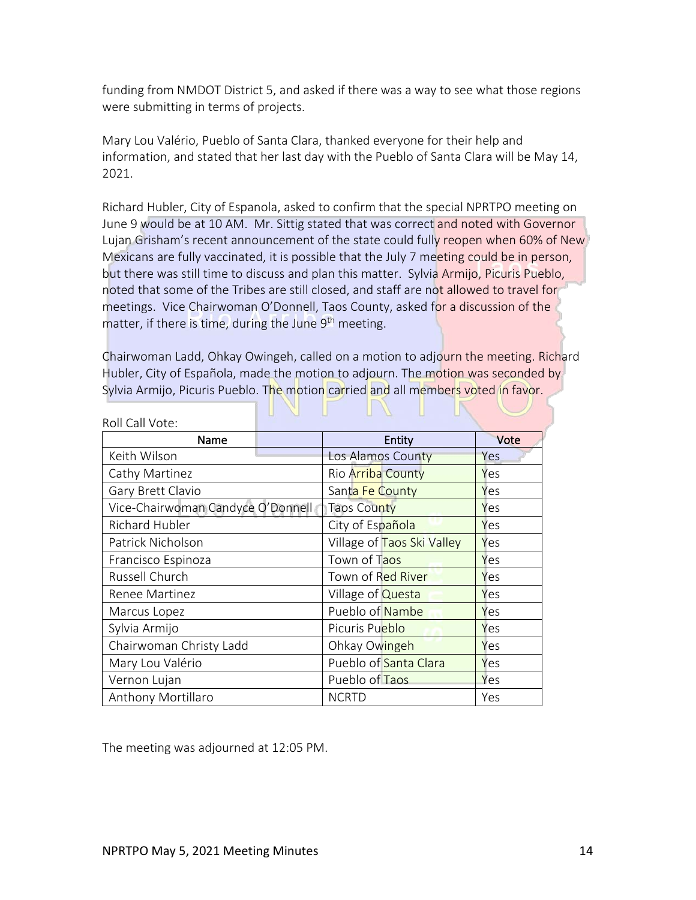funding from NMDOT District 5, and asked if there was a way to see what those regions were submitting in terms of projects.

Mary Lou Valério, Pueblo of Santa Clara, thanked everyone for their help and information, and stated that her last day with the Pueblo of Santa Clara will be May 14, 2021.

Richard Hubler, City of Espanola, asked to confirm that the special NPRTPO meeting on June 9 would be at 10 AM. Mr. Sittig stated that was correct and noted with Governor Lujan Grisham's recent announcement of the state could fully reopen when 60% of New Mexicans are fully vaccinated, it is possible that the July 7 meeting could be in person, but there was still time to discuss and plan this matter. Sylvia Armijo, Picuris Pueblo, noted that some of the Tribes are still closed, and staff are not allowed to travel for meetings. Vice Chairwoman O'Donnell, Taos County, asked for a discussion of the matter, if there is time, during the June 9th meeting.

Chairwoman Ladd, Ohkay Owingeh, called on a motion to adjourn the meeting. Richard Hubler, City of Española, made the motion to adjourn. The motion was seconded by Sylvia Armijo, Picuris Pueblo. The motion carried and all members voted in favor.

Roll Call Vote:

| Name | Entity | Vote |
|---|---|---|
| Keith Wilson | Los Alamos County | Yes |
| Cathy Martinez | Rio Arriba County | Yes |
| Gary Brett Clavio | Santa Fe County | Yes |
| Vice-Chairwoman Candyce O'Donnell | Taos County | Yes |
| Richard Hubler | City of Española | Yes |
| Patrick Nicholson | Village of Taos Ski Valley | Yes |
| Francisco Espinoza | Town of Taos | Yes |
| Russell Church | Town of Red River | Yes |
| Renee Martinez | Village of Questa | Yes |
| Marcus Lopez | Pueblo of Nambe | Yes |
| Sylvia Armijo | Picuris Pueblo | Yes |
| Chairwoman Christy Ladd | Ohkay Owingeh | Yes |
| Mary Lou Valério | Pueblo of Santa Clara | Yes |
| Vernon Lujan | Pueblo of Taos | Yes |
| Anthony Mortillaro | NCRTD | Yes |

The meeting was adjourned at 12:05 PM.